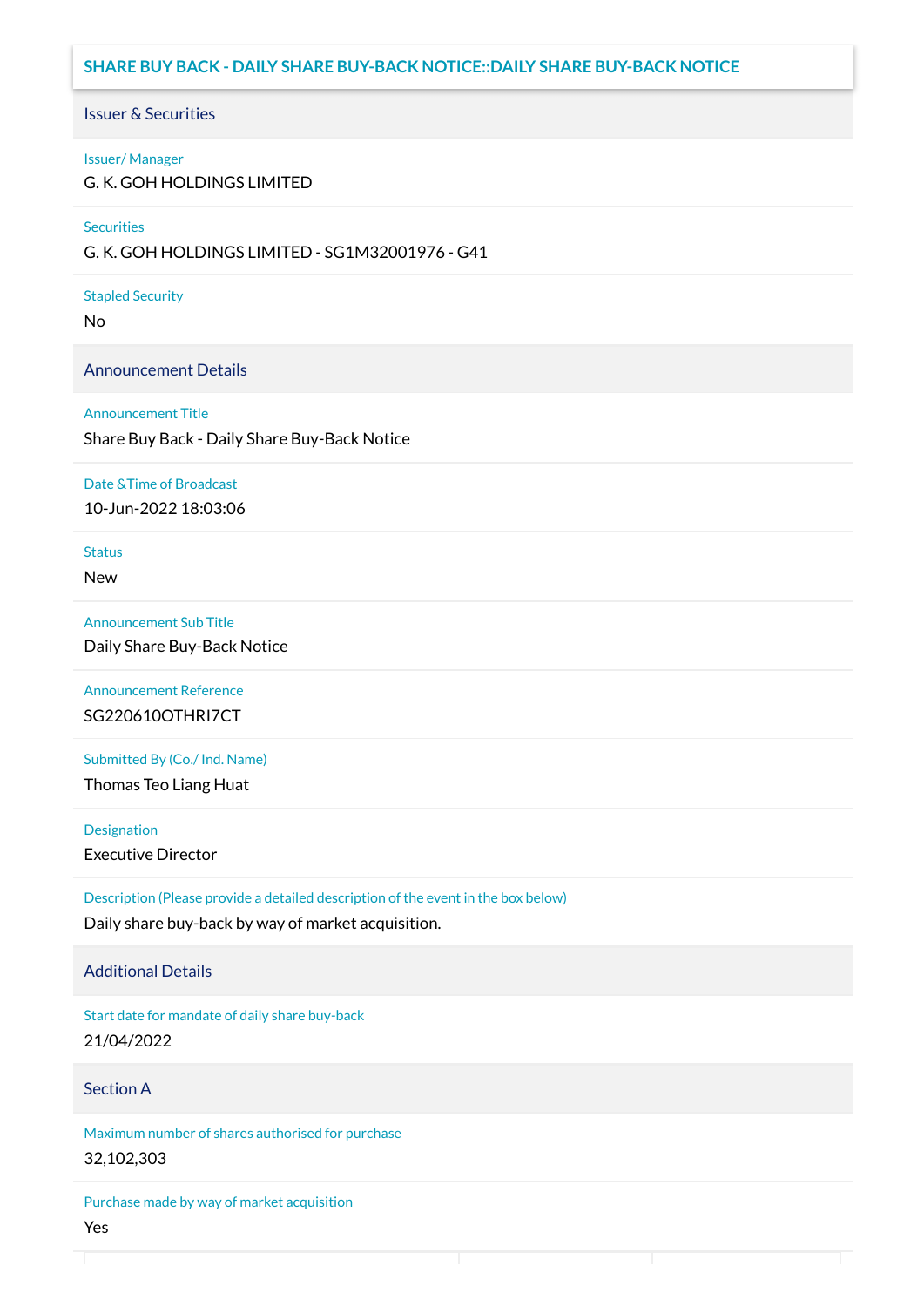## SHARE BUY BACK - DAILY SHARE BUY-BACK NOTICE::DAILY SHARE BUY-BACK NOTICE

### Issuer & Securities

**Issuer/ Manager**

G. K. GOH HOLDINGS LIMITED

**Securities**

G. K. GOH HOLDINGS LIMITED - SG1M32001976 - G41

**Stapled Security**

No

### Announcement Details

**Announcement Title**

Share Buy Back - Daily Share Buy-Back Notice

**Date &Time of Broadcast**

10-Jun-2022 18:03:06

**Status**

New

**Announcement Sub Title**

Daily Share Buy-Back Notice

**Announcement Reference**

SG220610OTHRI7CT

**Submitted By (Co./ Ind. Name)**

Thomas Teo Liang Huat

**Designation**

Executive Director

**Description (Please provide a detailed description of the event in the box below)**

Daily share buy-back by way of market acquisition.

### Additional Details

**Start date for mandate of daily share buy-back**

21/04/2022

### Section A

**Maximum number of shares authorised for purchase**

32,102,303

**Purchase made by way of market acquisition**

Yes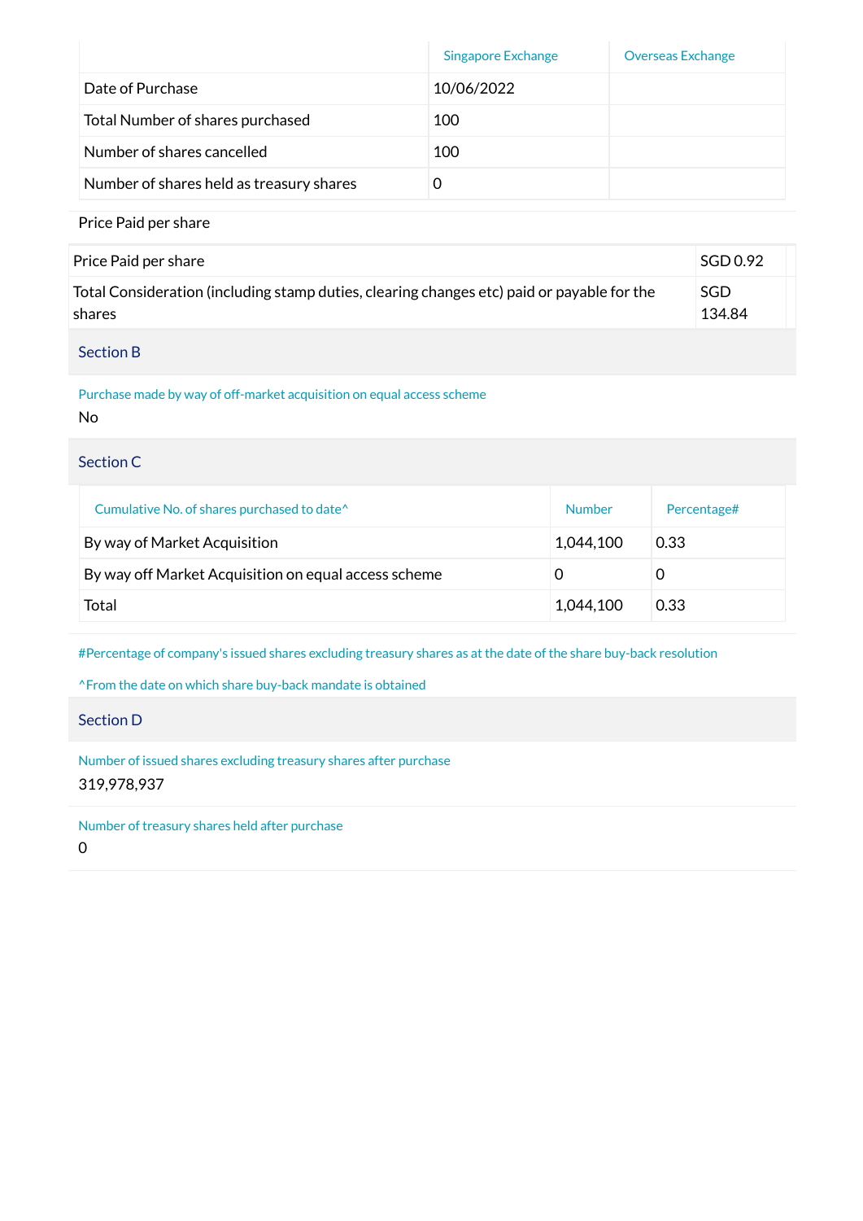| | Singapore Exchange | Overseas Exchange |
|---|---|---|
| Date of Purchase | 10/06/2022 | |
| Total Number of shares purchased | 100 | |
| Number of shares cancelled | 100 | |
| Number of shares held as treasury shares | 0 | |

Price Paid per share

| | |
|---|---|
| Price Paid per share | SGD 0.92 |
| Total Consideration (including stamp duties, clearing changes etc) paid or payable for the shares | SGD 134.84 |

## Section B

Purchase made by way of off-market acquisition on equal access scheme

No

## Section C

| Cumulative No. of shares purchased to date^ | Number | Percentage# |
|---|---|---|
| By way of Market Acquisition | 1,044,100 | 0.33 |
| By way off Market Acquisition on equal access scheme | 0 | 0 |
| Total | 1,044,100 | 0.33 |

#Percentage of company's issued shares excluding treasury shares as at the date of the share buy-back resolution

^From the date on which share buy-back mandate is obtained

## Section D

Number of issued shares excluding treasury shares after purchase

319,978,937

Number of treasury shares held after purchase

0